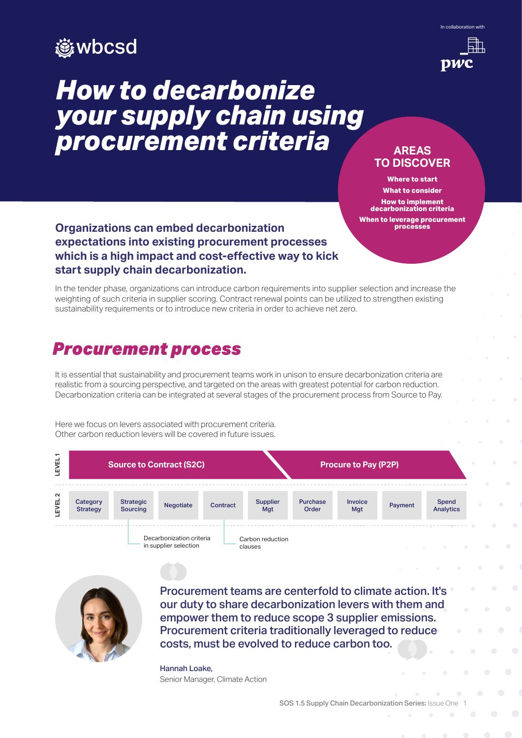wbcsd

In collaboration with

pwc

# How to decarbonize your supply chain using procurement criteria

**AREAS TO DISCOVER**

- Where to start
- What to consider
- How to implement decarbonization criteria
- When to leverage procurement processes

**Organizations can embed decarbonization expectations into existing procurement processes which is a high impact and cost-effective way to kick start supply chain decarbonization.**

In the tender phase, organizations can introduce carbon requirements into supplier selection and increase the weighting of such criteria in supplier scoring. Contract renewal points can be utilized to strengthen existing sustainability requirements or to introduce new criteria in order to achieve net zero.

## Procurement process

It is essential that sustainability and procurement teams work in unison to ensure decarbonization criteria are realistic from a sourcing perspective, and targeted on the areas with greatest potential for carbon reduction. Decarbonization criteria can be integrated at several stages of the procurement process from Source to Pay.

Here we focus on levers associated with procurement criteria. Other carbon reduction levers will be covered in future issues.

| LEVEL 1 | Source to Contract (S2C) | | | | | Procure to Pay (P2P) | | | |
|---|---|---|---|---|---|---|---|---|---|
| LEVEL 2 | Category Strategy | Strategic Sourcing | Negotiate | Contract | Supplier Mgt | Purchase Order | Invoice Mgt | Payment | Spend Analytics |

- Strategic Sourcing: Decarbonization criteria in supplier selection
- Contract: Carbon reduction clauses

> Procurement teams are centerfold to climate action. It's our duty to share decarbonization levers with them and empower them to reduce scope 3 supplier emissions. Procurement criteria traditionally leveraged to reduce costs, must be evolved to reduce carbon too.

Hannah Loake,
Senior Manager, Climate Action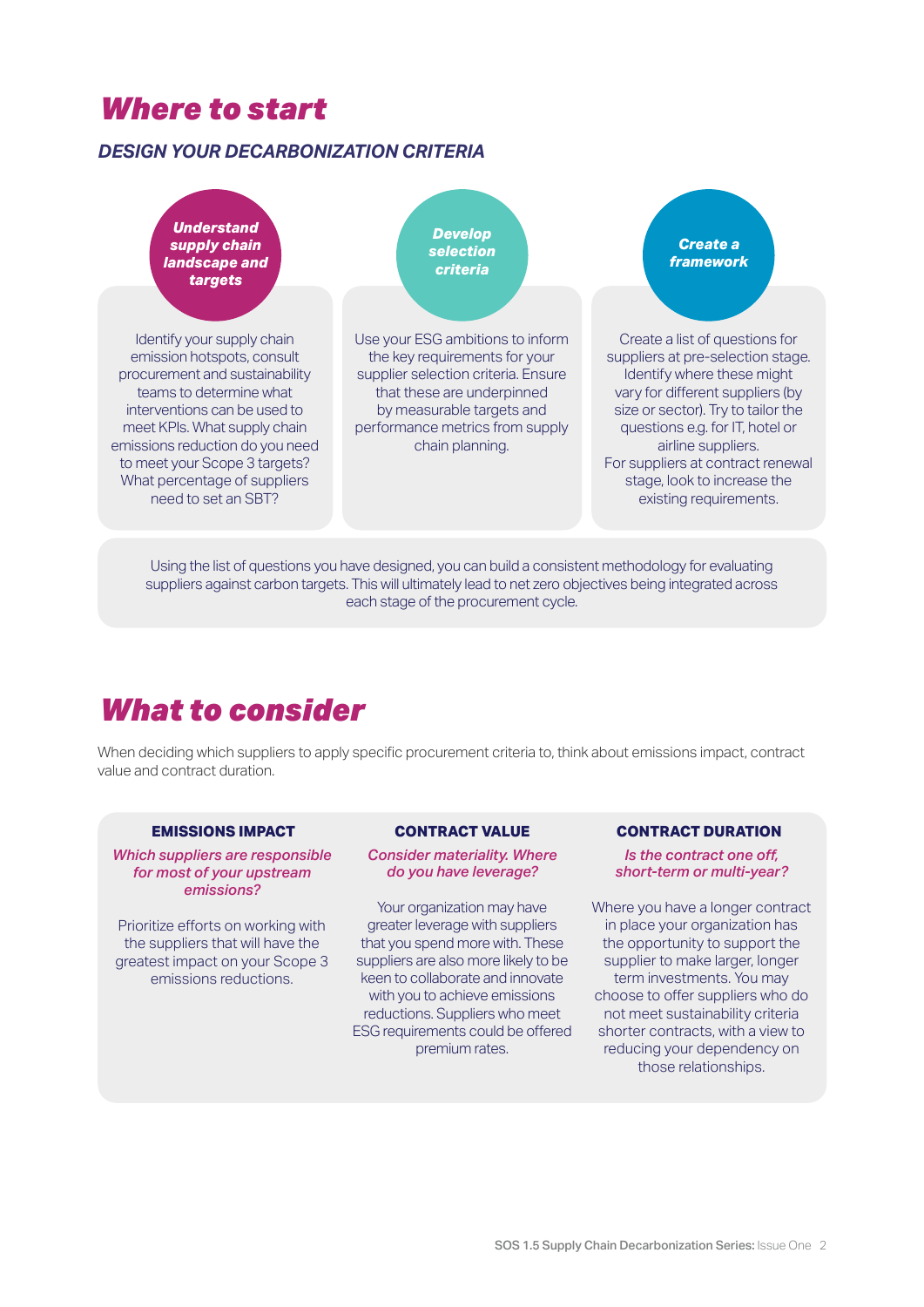# *Where to start*

## *DESIGN YOUR DECARBONIZATION CRITERIA*

### *Understand supply chain landscape and targets*

Identify your supply chain emission hotspots, consult procurement and sustainability teams to determine what interventions can be used to meet KPIs. What supply chain emissions reduction do you need to meet your Scope 3 targets? What percentage of suppliers need to set an SBT?

### *Develop selection criteria*

Use your ESG ambitions to inform the key requirements for your supplier selection criteria. Ensure that these are underpinned by measurable targets and performance metrics from supply chain planning.

### *Create a framework*

Create a list of questions for suppliers at pre-selection stage. Identify where these might vary for different suppliers (by size or sector). Try to tailor the questions e.g. for IT, hotel or airline suppliers.
For suppliers at contract renewal stage, look to increase the existing requirements.

Using the list of questions you have designed, you can build a consistent methodology for evaluating suppliers against carbon targets. This will ultimately lead to net zero objectives being integrated across each stage of the procurement cycle.

# *What to consider*

When deciding which suppliers to apply specific procurement criteria to, think about emissions impact, contract value and contract duration.

### EMISSIONS IMPACT

*Which suppliers are responsible for most of your upstream emissions?*

Prioritize efforts on working with the suppliers that will have the greatest impact on your Scope 3 emissions reductions.

### CONTRACT VALUE

*Consider materiality. Where do you have leverage?*

Your organization may have greater leverage with suppliers that you spend more with. These suppliers are also more likely to be keen to collaborate and innovate with you to achieve emissions reductions. Suppliers who meet ESG requirements could be offered premium rates.

### CONTRACT DURATION

*Is the contract one off, short-term or multi-year?*

Where you have a longer contract in place your organization has the opportunity to support the supplier to make larger, longer term investments. You may choose to offer suppliers who do not meet sustainability criteria shorter contracts, with a view to reducing your dependency on those relationships.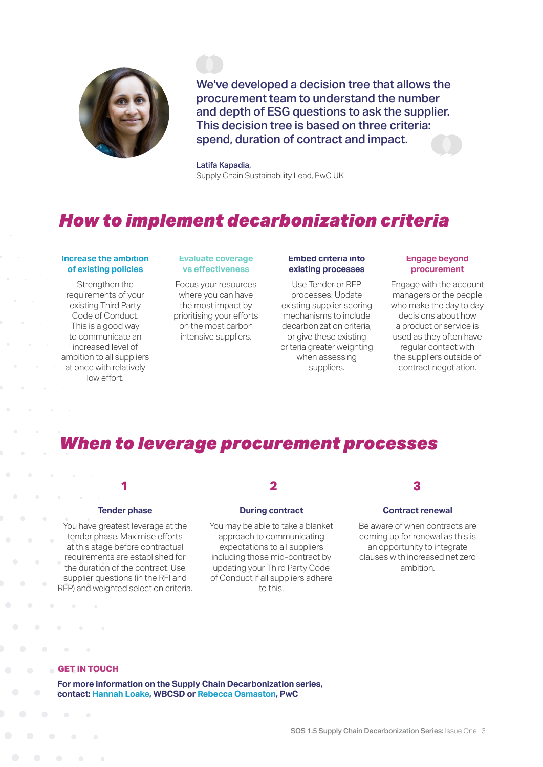> We've developed a decision tree that allows the procurement team to understand the number and depth of ESG questions to ask the supplier. This decision tree is based on three criteria: spend, duration of contract and impact.

**Latifa Kapadia,**
Supply Chain Sustainability Lead, PwC UK

## *How to implement decarbonization criteria*

### Increase the ambition of existing policies

Strengthen the requirements of your existing Third Party Code of Conduct. This is a good way to communicate an increased level of ambition to all suppliers at once with relatively low effort.

### Evaluate coverage vs effectiveness

Focus your resources where you can have the most impact by prioritising your efforts on the most carbon intensive suppliers.

### Embed criteria into existing processes

Use Tender or RFP processes. Update existing supplier scoring mechanisms to include decarbonization criteria, or give these existing criteria greater weighting when assessing suppliers.

### Engage beyond procurement

Engage with the account managers or the people who make the day to day decisions about how a product or service is used as they often have regular contact with the suppliers outside of contract negotiation.

## *When to leverage procurement processes*

### 1 Tender phase

You have greatest leverage at the tender phase. Maximise efforts at this stage before contractual requirements are established for the duration of the contract. Use supplier questions (in the RFI and RFP) and weighted selection criteria.

### 2 During contract

You may be able to take a blanket approach to communicating expectations to all suppliers including those mid-contract by updating your Third Party Code of Conduct if all suppliers adhere to this.

### 3 Contract renewal

Be aware of when contracts are coming up for renewal as this is an opportunity to integrate clauses with increased net zero ambition.

**GET IN TOUCH**

**For more information on the Supply Chain Decarbonization series, contact: Hannah Loake, WBCSD or Rebecca Osmaston, PwC**